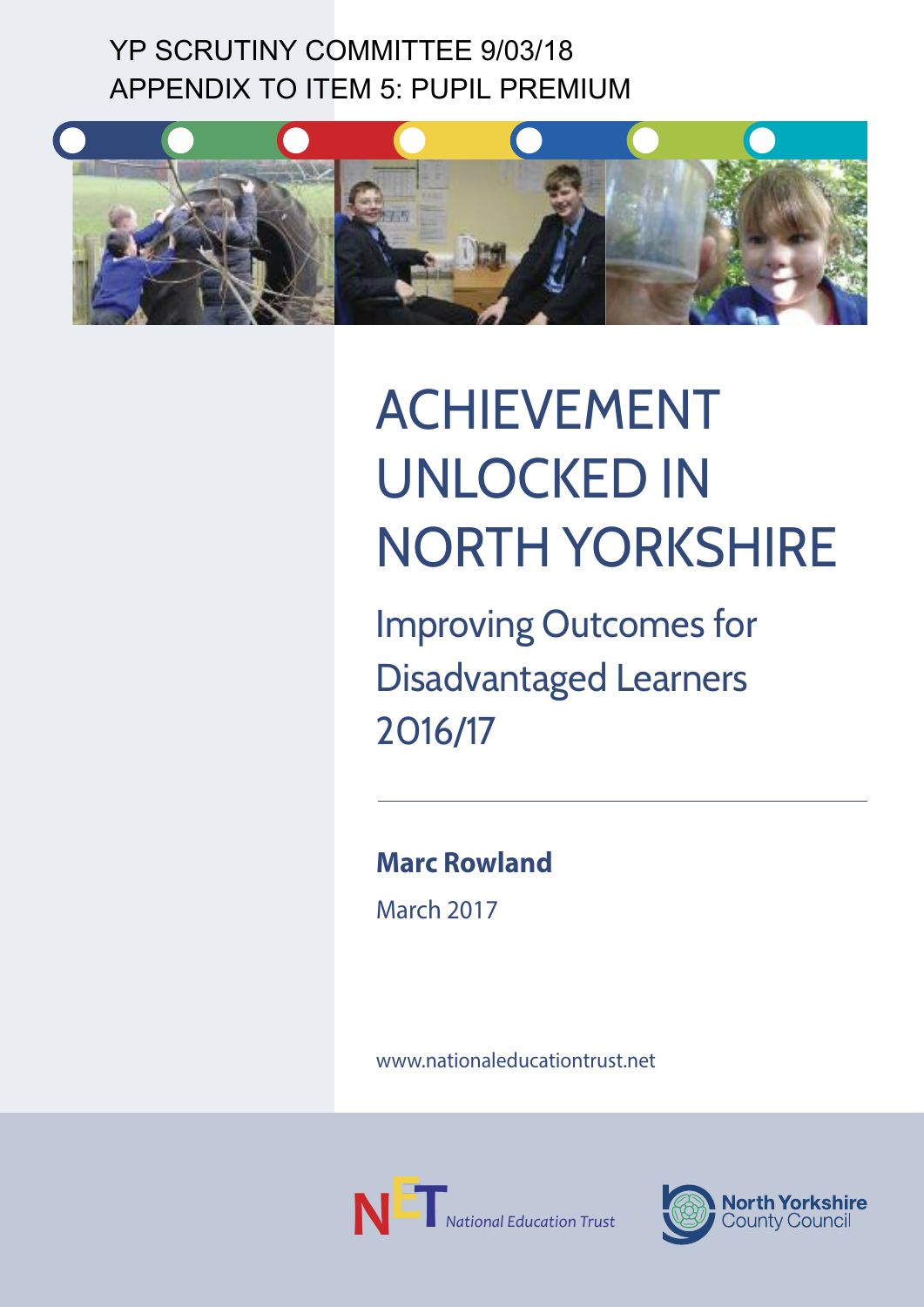YP SCRUTINY COMMITTEE 9/03/18
APPENDIX TO ITEM 5: PUPIL PREMIUM

# ACHIEVEMENT UNLOCKED IN NORTH YORKSHIRE

## Improving Outcomes for Disadvantaged Learners 2016/17

**Marc Rowland**

March 2017

www.nationaleducationtrust.net

National Education Trust

North Yorkshire County Council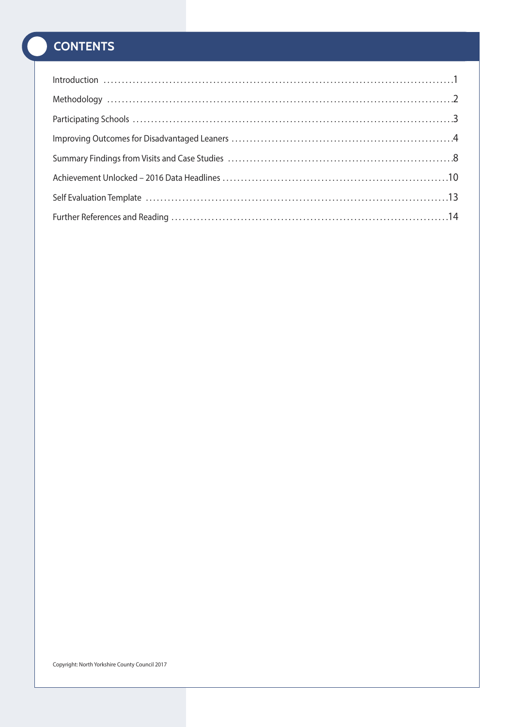# CONTENTS

Introduction ........................................ 1

Methodology ........................................ 2

Participating Schools ........................................ 3

Improving Outcomes for Disadvantaged Leaners ........................................ 4

Summary Findings from Visits and Case Studies ........................................ 8

Achievement Unlocked – 2016 Data Headlines ........................................ 10

Self Evaluation Template ........................................ 13

Further References and Reading ........................................ 14

Copyright: North Yorkshire County Council 2017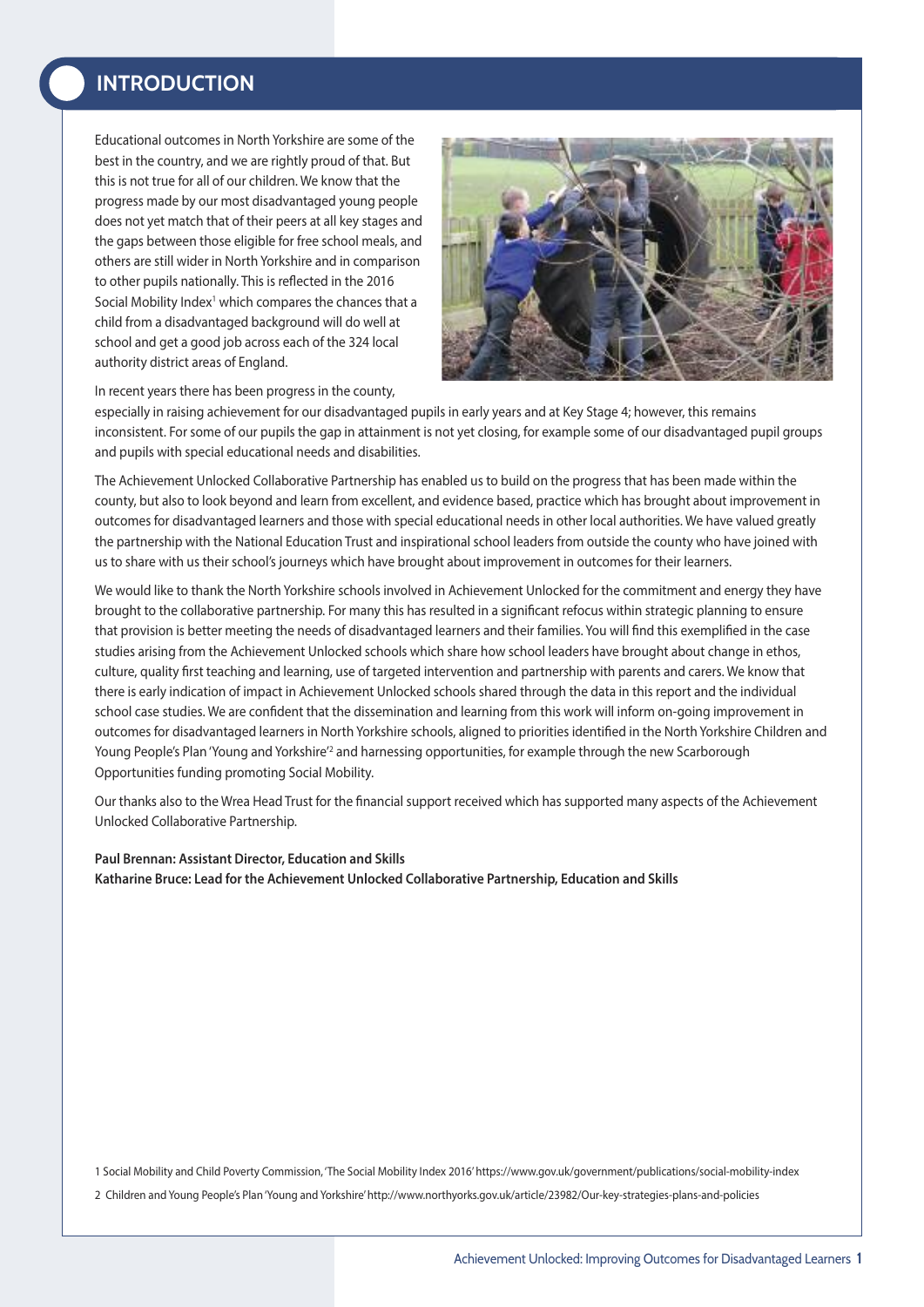# INTRODUCTION

Educational outcomes in North Yorkshire are some of the best in the country, and we are rightly proud of that. But this is not true for all of our children. We know that the progress made by our most disadvantaged young people does not yet match that of their peers at all key stages and the gaps between those eligible for free school meals, and others are still wider in North Yorkshire and in comparison to other pupils nationally. This is reflected in the 2016 Social Mobility Index[1] which compares the chances that a child from a disadvantaged background will do well at school and get a good job across each of the 324 local authority district areas of England.

In recent years there has been progress in the county, especially in raising achievement for our disadvantaged pupils in early years and at Key Stage 4; however, this remains inconsistent. For some of our pupils the gap in attainment is not yet closing, for example some of our disadvantaged pupil groups and pupils with special educational needs and disabilities.

The Achievement Unlocked Collaborative Partnership has enabled us to build on the progress that has been made within the county, but also to look beyond and learn from excellent, and evidence based, practice which has brought about improvement in outcomes for disadvantaged learners and those with special educational needs in other local authorities. We have valued greatly the partnership with the National Education Trust and inspirational school leaders from outside the county who have joined with us to share with us their school's journeys which have brought about improvement in outcomes for their learners.

We would like to thank the North Yorkshire schools involved in Achievement Unlocked for the commitment and energy they have brought to the collaborative partnership. For many this has resulted in a significant refocus within strategic planning to ensure that provision is better meeting the needs of disadvantaged learners and their families. You will find this exemplified in the case studies arising from the Achievement Unlocked schools which share how school leaders have brought about change in ethos, culture, quality first teaching and learning, use of targeted intervention and partnership with parents and carers. We know that there is early indication of impact in Achievement Unlocked schools shared through the data in this report and the individual school case studies. We are confident that the dissemination and learning from this work will inform on-going improvement in outcomes for disadvantaged learners in North Yorkshire schools, aligned to priorities identified in the North Yorkshire Children and Young People's Plan 'Young and Yorkshire'[2] and harnessing opportunities, for example through the new Scarborough Opportunities funding promoting Social Mobility.

Our thanks also to the Wrea Head Trust for the financial support received which has supported many aspects of the Achievement Unlocked Collaborative Partnership.

**Paul Brennan: Assistant Director, Education and Skills**
**Katharine Bruce: Lead for the Achievement Unlocked Collaborative Partnership, Education and Skills**

1 Social Mobility and Child Poverty Commission, 'The Social Mobility Index 2016' https://www.gov.uk/government/publications/social-mobility-index

2 Children and Young People's Plan 'Young and Yorkshire' http://www.northyorks.gov.uk/article/23982/Our-key-strategies-plans-and-policies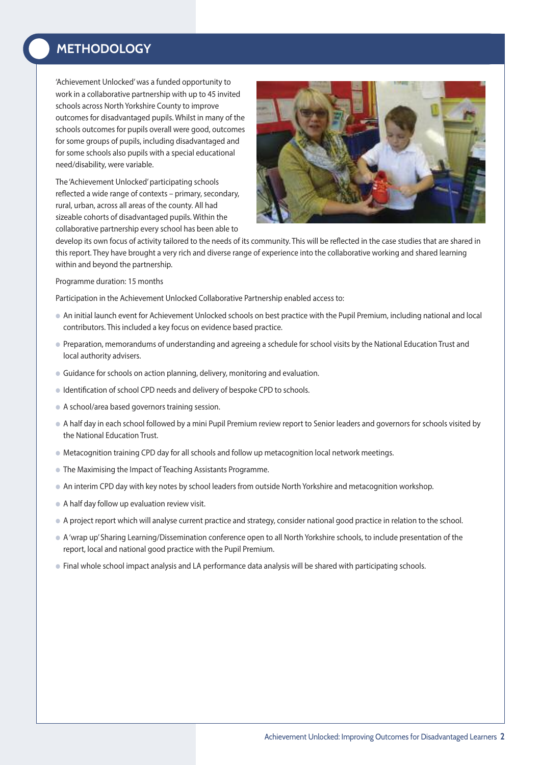## METHODOLOGY

'Achievement Unlocked' was a funded opportunity to work in a collaborative partnership with up to 45 invited schools across North Yorkshire County to improve outcomes for disadvantaged pupils. Whilst in many of the schools outcomes for pupils overall were good, outcomes for some groups of pupils, including disadvantaged and for some schools also pupils with a special educational need/disability, were variable.

The 'Achievement Unlocked' participating schools reflected a wide range of contexts – primary, secondary, rural, urban, across all areas of the county. All had sizeable cohorts of disadvantaged pupils. Within the collaborative partnership every school has been able to develop its own focus of activity tailored to the needs of its community. This will be reflected in the case studies that are shared in this report. They have brought a very rich and diverse range of experience into the collaborative working and shared learning within and beyond the partnership.

Programme duration: 15 months

Participation in the Achievement Unlocked Collaborative Partnership enabled access to:

- An initial launch event for Achievement Unlocked schools on best practice with the Pupil Premium, including national and local contributors. This included a key focus on evidence based practice.
- Preparation, memorandums of understanding and agreeing a schedule for school visits by the National Education Trust and local authority advisers.
- Guidance for schools on action planning, delivery, monitoring and evaluation.
- Identification of school CPD needs and delivery of bespoke CPD to schools.
- A school/area based governors training session.
- A half day in each school followed by a mini Pupil Premium review report to Senior leaders and governors for schools visited by the National Education Trust.
- Metacognition training CPD day for all schools and follow up metacognition local network meetings.
- The Maximising the Impact of Teaching Assistants Programme.
- An interim CPD day with key notes by school leaders from outside North Yorkshire and metacognition workshop.
- A half day follow up evaluation review visit.
- A project report which will analyse current practice and strategy, consider national good practice in relation to the school.
- A 'wrap up' Sharing Learning/Dissemination conference open to all North Yorkshire schools, to include presentation of the report, local and national good practice with the Pupil Premium.
- Final whole school impact analysis and LA performance data analysis will be shared with participating schools.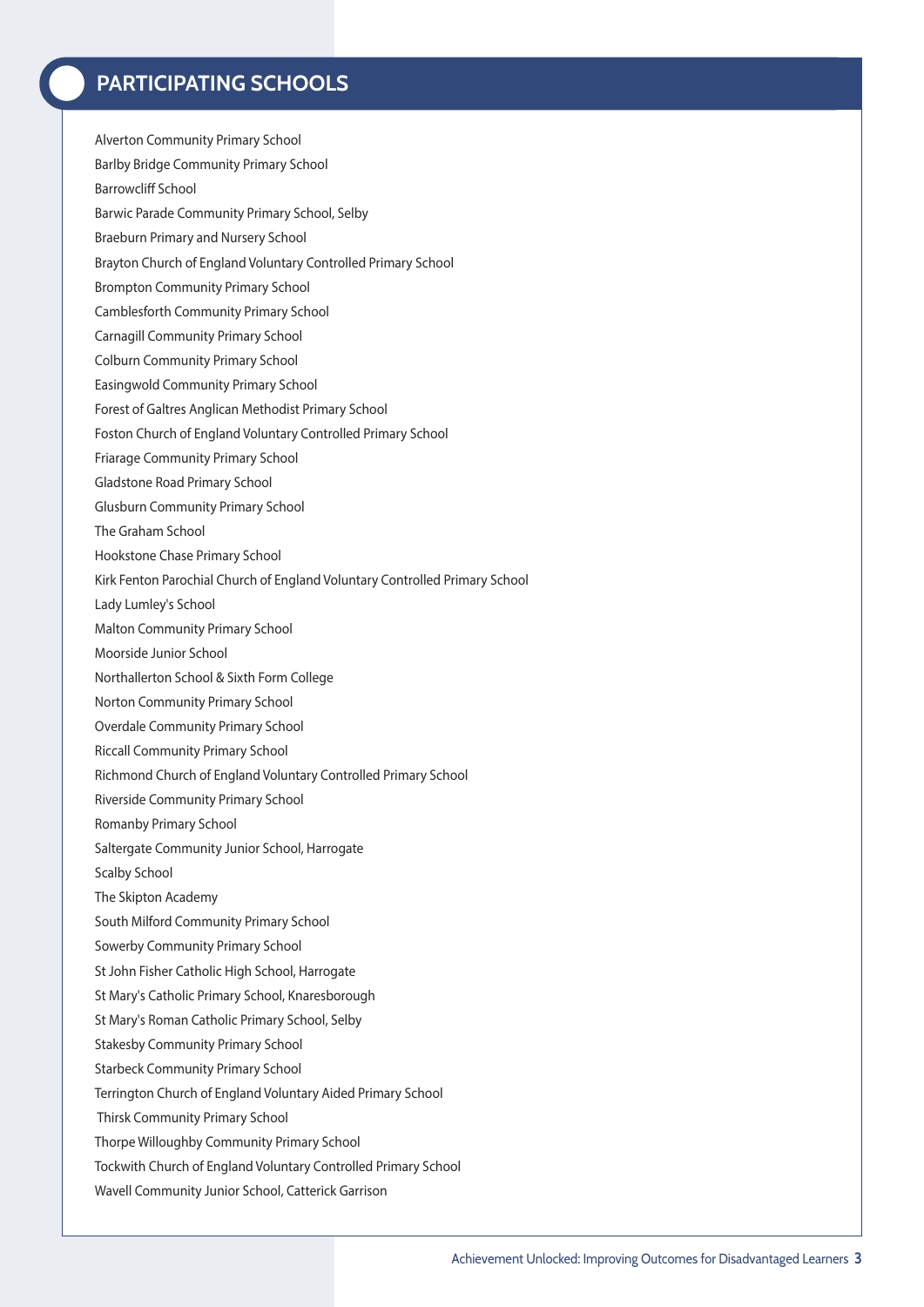## PARTICIPATING SCHOOLS

Alverton Community Primary School
Barlby Bridge Community Primary School
Barrowcliff School
Barwic Parade Community Primary School, Selby
Braeburn Primary and Nursery School
Brayton Church of England Voluntary Controlled Primary School
Brompton Community Primary School
Camblesforth Community Primary School
Carnagill Community Primary School
Colburn Community Primary School
Easingwold Community Primary School
Forest of Galtres Anglican Methodist Primary School
Foston Church of England Voluntary Controlled Primary School
Friarage Community Primary School
Gladstone Road Primary School
Glusburn Community Primary School
The Graham School
Hookstone Chase Primary School
Kirk Fenton Parochial Church of England Voluntary Controlled Primary School
Lady Lumley's School
Malton Community Primary School
Moorside Junior School
Northallerton School & Sixth Form College
Norton Community Primary School
Overdale Community Primary School
Riccall Community Primary School
Richmond Church of England Voluntary Controlled Primary School
Riverside Community Primary School
Romanby Primary School
Saltergate Community Junior School, Harrogate
Scalby School
The Skipton Academy
South Milford Community Primary School
Sowerby Community Primary School
St John Fisher Catholic High School, Harrogate
St Mary's Catholic Primary School, Knaresborough
St Mary's Roman Catholic Primary School, Selby
Stakesby Community Primary School
Starbeck Community Primary School
Terrington Church of England Voluntary Aided Primary School
Thirsk Community Primary School
Thorpe Willoughby Community Primary School
Tockwith Church of England Voluntary Controlled Primary School
Wavell Community Junior School, Catterick Garrison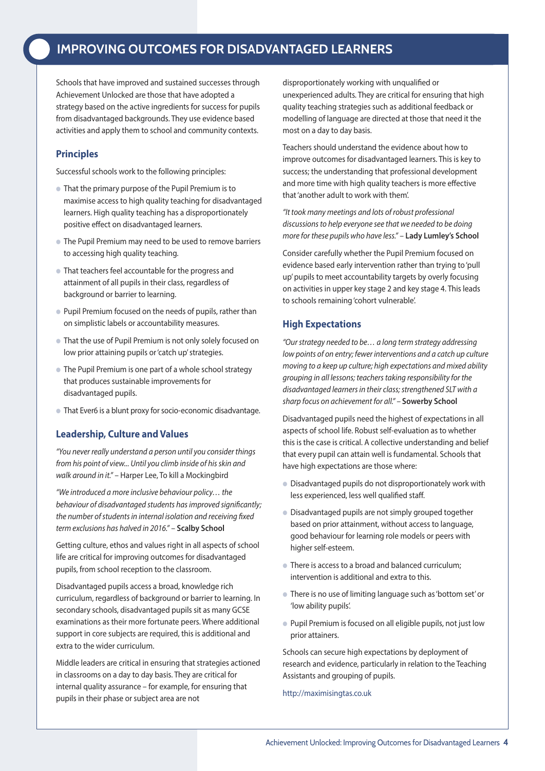# IMPROVING OUTCOMES FOR DISADVANTAGED LEARNERS

Schools that have improved and sustained successes through Achievement Unlocked are those that have adopted a strategy based on the active ingredients for success for pupils from disadvantaged backgrounds. They use evidence based activities and apply them to school and community contexts.

## Principles

Successful schools work to the following principles:

- That the primary purpose of the Pupil Premium is to maximise access to high quality teaching for disadvantaged learners. High quality teaching has a disproportionately positive effect on disadvantaged learners.
- The Pupil Premium may need to be used to remove barriers to accessing high quality teaching.
- That teachers feel accountable for the progress and attainment of all pupils in their class, regardless of background or barrier to learning.
- Pupil Premium focused on the needs of pupils, rather than on simplistic labels or accountability measures.
- That the use of Pupil Premium is not only solely focused on low prior attaining pupils or 'catch up' strategies.
- The Pupil Premium is one part of a whole school strategy that produces sustainable improvements for disadvantaged pupils.
- That Ever6 is a blunt proxy for socio-economic disadvantage.

## Leadership, Culture and Values

*"You never really understand a person until you consider things from his point of view... Until you climb inside of his skin and walk around in it."* – Harper Lee, To kill a Mockingbird

*"We introduced a more inclusive behaviour policy… the behaviour of disadvantaged students has improved significantly; the number of students in internal isolation and receiving fixed term exclusions has halved in 2016."* – **Scalby School**

Getting culture, ethos and values right in all aspects of school life are critical for improving outcomes for disadvantaged pupils, from school reception to the classroom.

Disadvantaged pupils access a broad, knowledge rich curriculum, regardless of background or barrier to learning. In secondary schools, disadvantaged pupils sit as many GCSE examinations as their more fortunate peers. Where additional support in core subjects are required, this is additional and extra to the wider curriculum.

Middle leaders are critical in ensuring that strategies actioned in classrooms on a day to day basis. They are critical for internal quality assurance – for example, for ensuring that pupils in their phase or subject area are not disproportionately working with unqualified or unexperienced adults. They are critical for ensuring that high quality teaching strategies such as additional feedback or modelling of language are directed at those that need it the most on a day to day basis.

Teachers should understand the evidence about how to improve outcomes for disadvantaged learners. This is key to success; the understanding that professional development and more time with high quality teachers is more effective that 'another adult to work with them'.

*"It took many meetings and lots of robust professional discussions to help everyone see that we needed to be doing more for these pupils who have less."* – **Lady Lumley's School**

Consider carefully whether the Pupil Premium focused on evidence based early intervention rather than trying to 'pull up' pupils to meet accountability targets by overly focusing on activities in upper key stage 2 and key stage 4. This leads to schools remaining 'cohort vulnerable'.

## High Expectations

*"Our strategy needed to be… a long term strategy addressing low points of on entry; fewer interventions and a catch up culture moving to a keep up culture; high expectations and mixed ability grouping in all lessons; teachers taking responsibility for the disadvantaged learners in their class; strengthened SLT with a sharp focus on achievement for all."* – **Sowerby School**

Disadvantaged pupils need the highest of expectations in all aspects of school life. Robust self-evaluation as to whether this is the case is critical. A collective understanding and belief that every pupil can attain well is fundamental. Schools that have high expectations are those where:

- Disadvantaged pupils do not disproportionately work with less experienced, less well qualified staff.
- Disadvantaged pupils are not simply grouped together based on prior attainment, without access to language, good behaviour for learning role models or peers with higher self-esteem.
- There is access to a broad and balanced curriculum; intervention is additional and extra to this.
- There is no use of limiting language such as 'bottom set' or 'low ability pupils'.
- Pupil Premium is focused on all eligible pupils, not just low prior attainers.

Schools can secure high expectations by deployment of research and evidence, particularly in relation to the Teaching Assistants and grouping of pupils.

http://maximisingtas.co.uk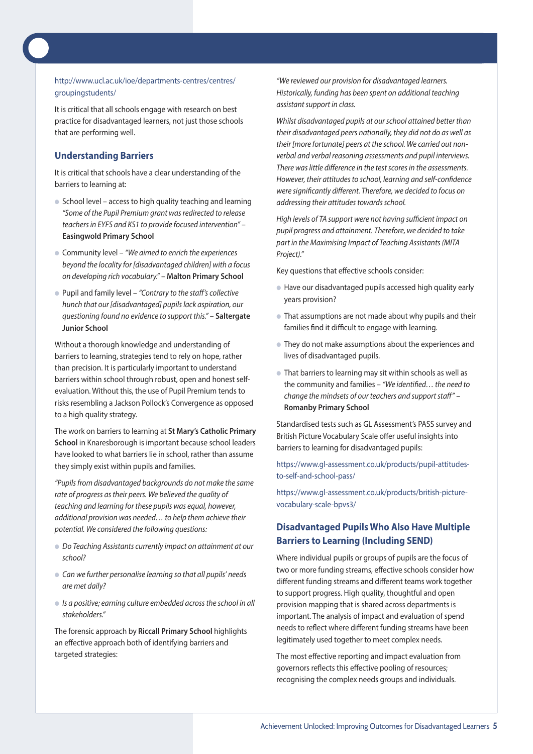http://www.ucl.ac.uk/ioe/departments-centres/centres/groupingstudents/

It is critical that all schools engage with research on best practice for disadvantaged learners, not just those schools that are performing well.

### Understanding Barriers

It is critical that schools have a clear understanding of the barriers to learning at:

- School level – access to high quality teaching and learning *"Some of the Pupil Premium grant was redirected to release teachers in EYFS and KS1 to provide focused intervention"* – **Easingwold Primary School**
- Community level – *"We aimed to enrich the experiences beyond the locality for [disadvantaged children] with a focus on developing rich vocabulary."* – **Malton Primary School**
- Pupil and family level – *"Contrary to the staff's collective hunch that our [disadvantaged] pupils lack aspiration, our questioning found no evidence to support this."* – **Saltergate Junior School**

Without a thorough knowledge and understanding of barriers to learning, strategies tend to rely on hope, rather than precision. It is particularly important to understand barriers within school through robust, open and honest self-evaluation. Without this, the use of Pupil Premium tends to risks resembling a Jackson Pollock's Convergence as opposed to a high quality strategy.

The work on barriers to learning at **St Mary's Catholic Primary School** in Knaresborough is important because school leaders have looked to what barriers lie in school, rather than assume they simply exist within pupils and families.

*"Pupils from disadvantaged backgrounds do not make the same rate of progress as their peers. We believed the quality of teaching and learning for these pupils was equal, however, additional provision was needed… to help them achieve their potential. We considered the following questions:*

- *Do Teaching Assistants currently impact on attainment at our school?*
- *Can we further personalise learning so that all pupils' needs are met daily?*
- *Is a positive; earning culture embedded across the school in all stakeholders."*

The forensic approach by **Riccall Primary School** highlights an effective approach both of identifying barriers and targeted strategies:

*"We reviewed our provision for disadvantaged learners. Historically, funding has been spent on additional teaching assistant support in class.*

*Whilst disadvantaged pupils at our school attained better than their disadvantaged peers nationally, they did not do as well as their [more fortunate] peers at the school. We carried out non-verbal and verbal reasoning assessments and pupil interviews. There was little difference in the test scores in the assessments. However, their attitudes to school, learning and self-confidence were significantly different. Therefore, we decided to focus on addressing their attitudes towards school.*

*High levels of TA support were not having sufficient impact on pupil progress and attainment. Therefore, we decided to take part in the Maximising Impact of Teaching Assistants (MITA Project)."*

Key questions that effective schools consider:

- Have our disadvantaged pupils accessed high quality early years provision?
- That assumptions are not made about why pupils and their families find it difficult to engage with learning.
- They do not make assumptions about the experiences and lives of disadvantaged pupils.
- That barriers to learning may sit within schools as well as the community and families – *"We identified… the need to change the mindsets of our teachers and support staff"* – **Romanby Primary School**

Standardised tests such as GL Assessment's PASS survey and British Picture Vocabulary Scale offer useful insights into barriers to learning for disadvantaged pupils:

https://www.gl-assessment.co.uk/products/pupil-attitudes-to-self-and-school-pass/

https://www.gl-assessment.co.uk/products/british-picture-vocabulary-scale-bpvs3/

### Disadvantaged Pupils Who Also Have Multiple Barriers to Learning (Including SEND)

Where individual pupils or groups of pupils are the focus of two or more funding streams, effective schools consider how different funding streams and different teams work together to support progress. High quality, thoughtful and open provision mapping that is shared across departments is important. The analysis of impact and evaluation of spend needs to reflect where different funding streams have been legitimately used together to meet complex needs.

The most effective reporting and impact evaluation from governors reflects this effective pooling of resources; recognising the complex needs groups and individuals.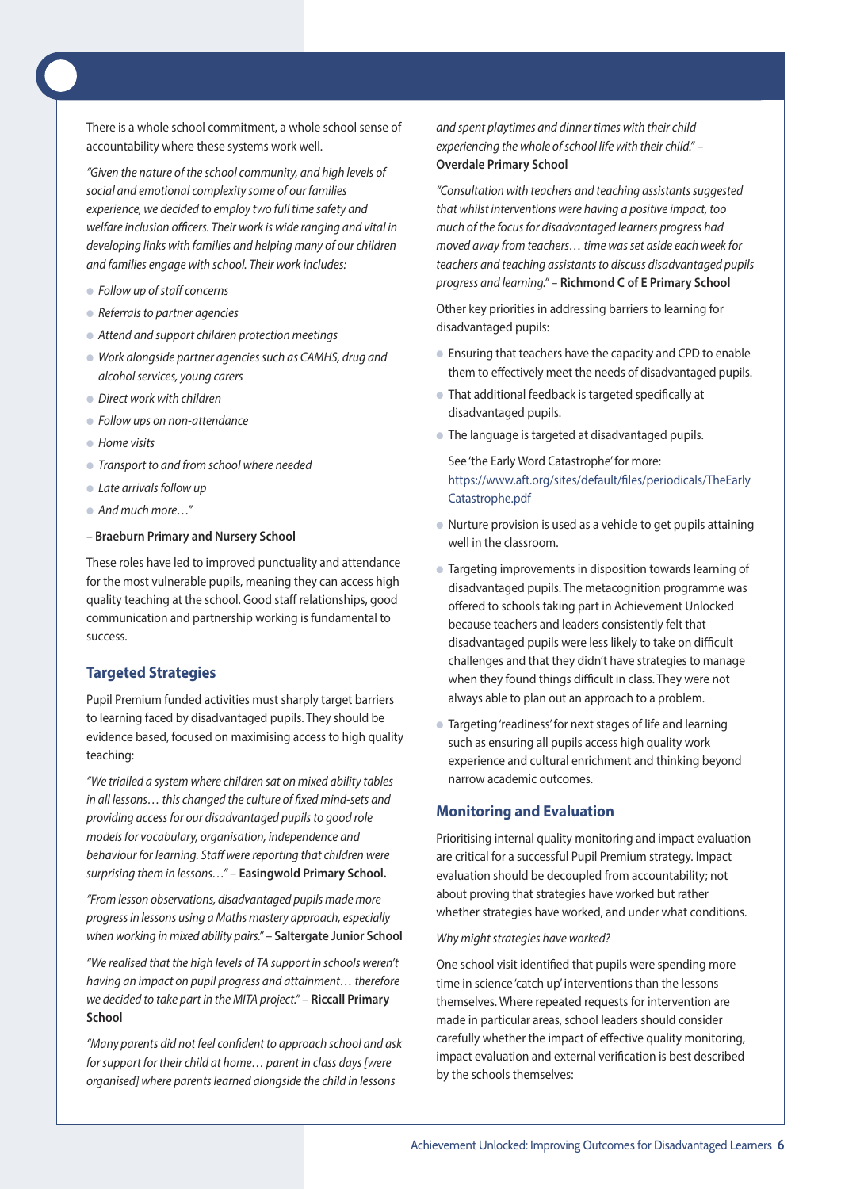There is a whole school commitment, a whole school sense of accountability where these systems work well.

*"Given the nature of the school community, and high levels of social and emotional complexity some of our families experience, we decided to employ two full time safety and welfare inclusion officers. Their work is wide ranging and vital in developing links with families and helping many of our children and families engage with school. Their work includes:*

- *Follow up of staff concerns*
- *Referrals to partner agencies*
- *Attend and support children protection meetings*
- *Work alongside partner agencies such as CAMHS, drug and alcohol services, young carers*
- *Direct work with children*
- *Follow ups on non-attendance*
- *Home visits*
- *Transport to and from school where needed*
- *Late arrivals follow up*
- *And much more…"*

– **Braeburn Primary and Nursery School**

These roles have led to improved punctuality and attendance for the most vulnerable pupils, meaning they can access high quality teaching at the school. Good staff relationships, good communication and partnership working is fundamental to success.

## Targeted Strategies

Pupil Premium funded activities must sharply target barriers to learning faced by disadvantaged pupils. They should be evidence based, focused on maximising access to high quality teaching:

*"We trialled a system where children sat on mixed ability tables in all lessons… this changed the culture of fixed mind-sets and providing access for our disadvantaged pupils to good role models for vocabulary, organisation, independence and behaviour for learning. Staff were reporting that children were surprising them in lessons…"* – **Easingwold Primary School.**

*"From lesson observations, disadvantaged pupils made more progress in lessons using a Maths mastery approach, especially when working in mixed ability pairs."* – **Saltergate Junior School**

*"We realised that the high levels of TA support in schools weren't having an impact on pupil progress and attainment… therefore we decided to take part in the MITA project."* – **Riccall Primary School**

*"Many parents did not feel confident to approach school and ask for support for their child at home… parent in class days [were organised] where parents learned alongside the child in lessons and spent playtimes and dinner times with their child experiencing the whole of school life with their child."* – **Overdale Primary School**

*"Consultation with teachers and teaching assistants suggested that whilst interventions were having a positive impact, too much of the focus for disadvantaged learners progress had moved away from teachers… time was set aside each week for teachers and teaching assistants to discuss disadvantaged pupils progress and learning."* – **Richmond C of E Primary School**

Other key priorities in addressing barriers to learning for disadvantaged pupils:

- Ensuring that teachers have the capacity and CPD to enable them to effectively meet the needs of disadvantaged pupils.
- That additional feedback is targeted specifically at disadvantaged pupils.
- The language is targeted at disadvantaged pupils.

  See 'the Early Word Catastrophe' for more: https://www.aft.org/sites/default/files/periodicals/TheEarlyCatastrophe.pdf
- Nurture provision is used as a vehicle to get pupils attaining well in the classroom.
- Targeting improvements in disposition towards learning of disadvantaged pupils. The metacognition programme was offered to schools taking part in Achievement Unlocked because teachers and leaders consistently felt that disadvantaged pupils were less likely to take on difficult challenges and that they didn't have strategies to manage when they found things difficult in class. They were not always able to plan out an approach to a problem.
- Targeting 'readiness' for next stages of life and learning such as ensuring all pupils access high quality work experience and cultural enrichment and thinking beyond narrow academic outcomes.

## Monitoring and Evaluation

Prioritising internal quality monitoring and impact evaluation are critical for a successful Pupil Premium strategy. Impact evaluation should be decoupled from accountability; not about proving that strategies have worked but rather whether strategies have worked, and under what conditions.

*Why might strategies have worked?*

One school visit identified that pupils were spending more time in science 'catch up' interventions than the lessons themselves. Where repeated requests for intervention are made in particular areas, school leaders should consider carefully whether the impact of effective quality monitoring, impact evaluation and external verification is best described by the schools themselves: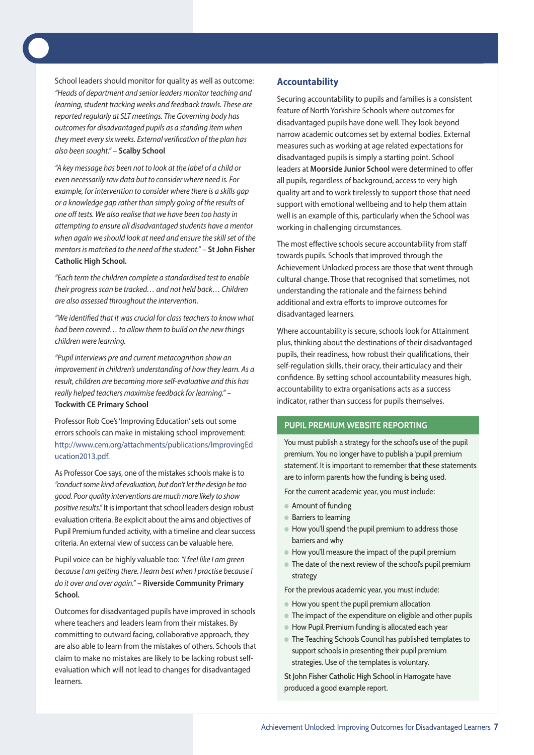School leaders should monitor for quality as well as outcome: *"Heads of department and senior leaders monitor teaching and learning, student tracking weeks and feedback trawls. These are reported regularly at SLT meetings. The Governing body has outcomes for disadvantaged pupils as a standing item when they meet every six weeks. External verification of the plan has also been sought."* – **Scalby School**

*"A key message has been not to look at the label of a child or even necessarily raw data but to consider where need is. For example, for intervention to consider where there is a skills gap or a knowledge gap rather than simply going of the results of one off tests. We also realise that we have been too hasty in attempting to ensure all disadvantaged students have a mentor when again we should look at need and ensure the skill set of the mentors is matched to the need of the student."* – **St John Fisher Catholic High School.**

*"Each term the children complete a standardised test to enable their progress scan be tracked… and not held back… Children are also assessed throughout the intervention.*

*"We identified that it was crucial for class teachers to know what had been covered… to allow them to build on the new things children were learning.*

*"Pupil interviews pre and current metacognition show an improvement in children's understanding of how they learn. As a result, children are becoming more self-evaluative and this has really helped teachers maximise feedback for learning."* – **Tockwith CE Primary School**

Professor Rob Coe's 'Improving Education' sets out some errors schools can make in mistaking school improvement: http://www.cem.org/attachments/publications/ImprovingEducation2013.pdf.

As Professor Coe says, one of the mistakes schools make is to *"conduct some kind of evaluation, but don't let the design be too good. Poor quality interventions are much more likely to show positive results."* It is important that school leaders design robust evaluation criteria. Be explicit about the aims and objectives of Pupil Premium funded activity, with a timeline and clear success criteria. An external view of success can be valuable here.

Pupil voice can be highly valuable too: *"I feel like I am green because I am getting there. I learn best when I practise because I do it over and over again."* – **Riverside Community Primary School.**

Outcomes for disadvantaged pupils have improved in schools where teachers and leaders learn from their mistakes. By committing to outward facing, collaborative approach, they are also able to learn from the mistakes of others. Schools that claim to make no mistakes are likely to be lacking robust self-evaluation which will not lead to changes for disadvantaged learners.

## Accountability

Securing accountability to pupils and families is a consistent feature of North Yorkshire Schools where outcomes for disadvantaged pupils have done well. They look beyond narrow academic outcomes set by external bodies. External measures such as working at age related expectations for disadvantaged pupils is simply a starting point. School leaders at **Moorside Junior School** were determined to offer all pupils, regardless of background, access to very high quality art and to work tirelessly to support those that need support with emotional wellbeing and to help them attain well is an example of this, particularly when the School was working in challenging circumstances.

The most effective schools secure accountability from staff towards pupils. Schools that improved through the Achievement Unlocked process are those that went through cultural change. Those that recognised that sometimes, not understanding the rationale and the fairness behind additional and extra efforts to improve outcomes for disadvantaged learners.

Where accountability is secure, schools look for Attainment plus, thinking about the destinations of their disadvantaged pupils, their readiness, how robust their qualifications, their self-regulation skills, their oracy, their articulacy and their confidence. By setting school accountability measures high, accountability to extra organisations acts as a success indicator, rather than success for pupils themselves.

### PUPIL PREMIUM WEBSITE REPORTING

You must publish a strategy for the school's use of the pupil premium. You no longer have to publish a 'pupil premium statement'. It is important to remember that these statements are to inform parents how the funding is being used.

For the current academic year, you must include:

- Amount of funding
- Barriers to learning
- How you'll spend the pupil premium to address those barriers and why
- How you'll measure the impact of the pupil premium
- The date of the next review of the school's pupil premium strategy

For the previous academic year, you must include:

- How you spent the pupil premium allocation
- The impact of the expenditure on eligible and other pupils
- How Pupil Premium funding is allocated each year
- The Teaching Schools Council has published templates to support schools in presenting their pupil premium strategies. Use of the templates is voluntary.

**St John Fisher Catholic High School** in Harrogate have produced a good example report.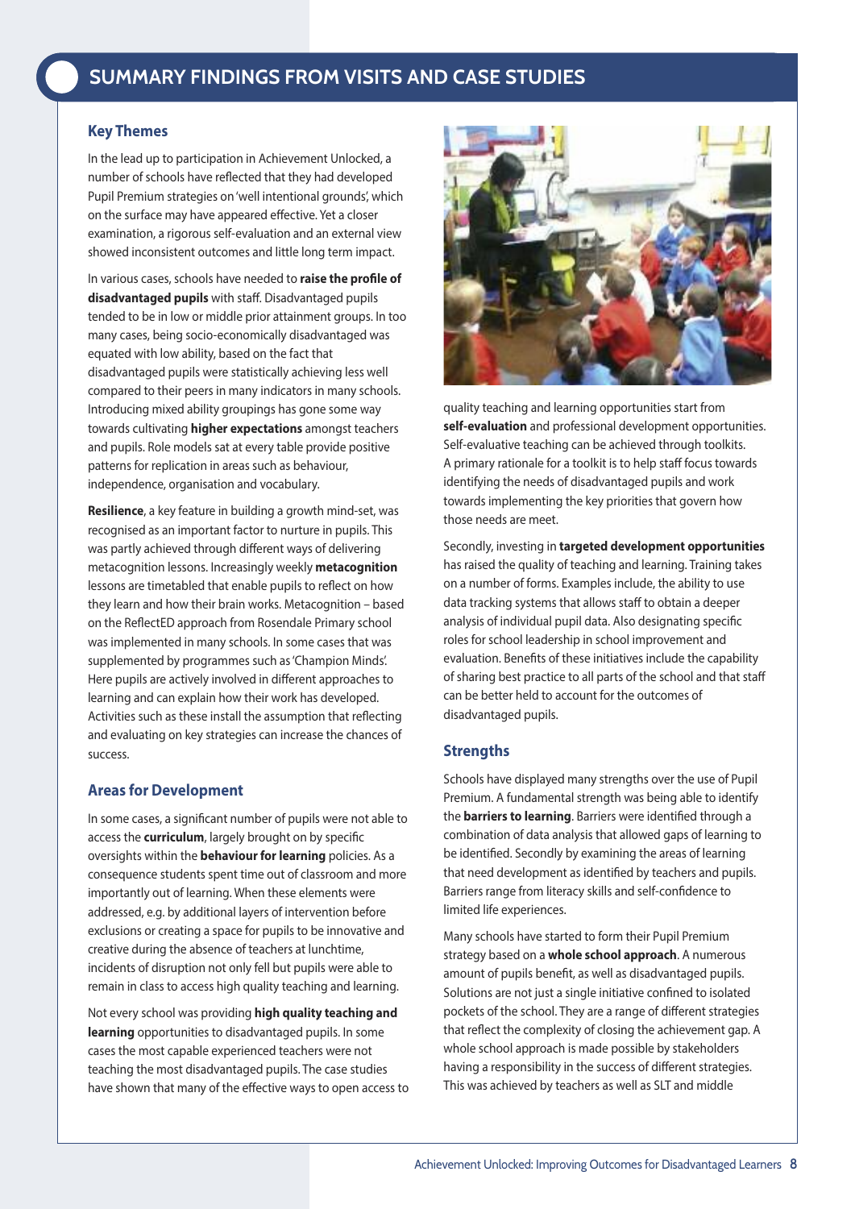## SUMMARY FINDINGS FROM VISITS AND CASE STUDIES

### Key Themes

In the lead up to participation in Achievement Unlocked, a number of schools have reflected that they had developed Pupil Premium strategies on 'well intentional grounds', which on the surface may have appeared effective. Yet a closer examination, a rigorous self-evaluation and an external view showed inconsistent outcomes and little long term impact.

In various cases, schools have needed to **raise the profile of disadvantaged pupils** with staff. Disadvantaged pupils tended to be in low or middle prior attainment groups. In too many cases, being socio-economically disadvantaged was equated with low ability, based on the fact that disadvantaged pupils were statistically achieving less well compared to their peers in many indicators in many schools. Introducing mixed ability groupings has gone some way towards cultivating **higher expectations** amongst teachers and pupils. Role models sat at every table provide positive patterns for replication in areas such as behaviour, independence, organisation and vocabulary.

**Resilience**, a key feature in building a growth mind-set, was recognised as an important factor to nurture in pupils. This was partly achieved through different ways of delivering metacognition lessons. Increasingly weekly **metacognition** lessons are timetabled that enable pupils to reflect on how they learn and how their brain works. Metacognition – based on the ReflectED approach from Rosendale Primary school was implemented in many schools. In some cases that was supplemented by programmes such as 'Champion Minds'. Here pupils are actively involved in different approaches to learning and can explain how their work has developed. Activities such as these install the assumption that reflecting and evaluating on key strategies can increase the chances of success.

### Areas for Development

In some cases, a significant number of pupils were not able to access the **curriculum**, largely brought on by specific oversights within the **behaviour for learning** policies. As a consequence students spent time out of classroom and more importantly out of learning. When these elements were addressed, e.g. by additional layers of intervention before exclusions or creating a space for pupils to be innovative and creative during the absence of teachers at lunchtime, incidents of disruption not only fell but pupils were able to remain in class to access high quality teaching and learning.

Not every school was providing **high quality teaching and learning** opportunities to disadvantaged pupils. In some cases the most capable experienced teachers were not teaching the most disadvantaged pupils. The case studies have shown that many of the effective ways to open access to quality teaching and learning opportunities start from **self-evaluation** and professional development opportunities. Self-evaluative teaching can be achieved through toolkits. A primary rationale for a toolkit is to help staff focus towards identifying the needs of disadvantaged pupils and work towards implementing the key priorities that govern how those needs are meet.

Secondly, investing in **targeted development opportunities** has raised the quality of teaching and learning. Training takes on a number of forms. Examples include, the ability to use data tracking systems that allows staff to obtain a deeper analysis of individual pupil data. Also designating specific roles for school leadership in school improvement and evaluation. Benefits of these initiatives include the capability of sharing best practice to all parts of the school and that staff can be better held to account for the outcomes of disadvantaged pupils.

### Strengths

Schools have displayed many strengths over the use of Pupil Premium. A fundamental strength was being able to identify the **barriers to learning**. Barriers were identified through a combination of data analysis that allowed gaps of learning to be identified. Secondly by examining the areas of learning that need development as identified by teachers and pupils. Barriers range from literacy skills and self-confidence to limited life experiences.

Many schools have started to form their Pupil Premium strategy based on a **whole school approach**. A numerous amount of pupils benefit, as well as disadvantaged pupils. Solutions are not just a single initiative confined to isolated pockets of the school. They are a range of different strategies that reflect the complexity of closing the achievement gap. A whole school approach is made possible by stakeholders having a responsibility in the success of different strategies. This was achieved by teachers as well as SLT and middle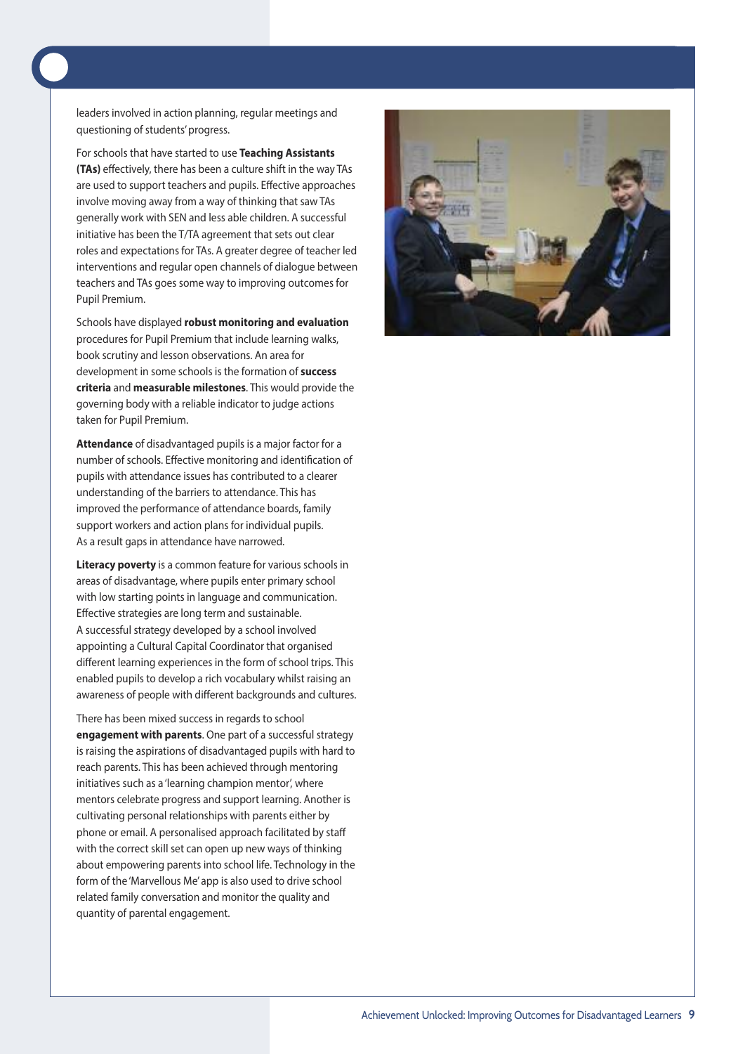leaders involved in action planning, regular meetings and questioning of students' progress.

For schools that have started to use **Teaching Assistants (TAs)** effectively, there has been a culture shift in the way TAs are used to support teachers and pupils. Effective approaches involve moving away from a way of thinking that saw TAs generally work with SEN and less able children. A successful initiative has been the T/TA agreement that sets out clear roles and expectations for TAs. A greater degree of teacher led interventions and regular open channels of dialogue between teachers and TAs goes some way to improving outcomes for Pupil Premium.

Schools have displayed **robust monitoring and evaluation** procedures for Pupil Premium that include learning walks, book scrutiny and lesson observations. An area for development in some schools is the formation of **success criteria** and **measurable milestones**. This would provide the governing body with a reliable indicator to judge actions taken for Pupil Premium.

**Attendance** of disadvantaged pupils is a major factor for a number of schools. Effective monitoring and identification of pupils with attendance issues has contributed to a clearer understanding of the barriers to attendance. This has improved the performance of attendance boards, family support workers and action plans for individual pupils. As a result gaps in attendance have narrowed.

**Literacy poverty** is a common feature for various schools in areas of disadvantage, where pupils enter primary school with low starting points in language and communication. Effective strategies are long term and sustainable. A successful strategy developed by a school involved appointing a Cultural Capital Coordinator that organised different learning experiences in the form of school trips. This enabled pupils to develop a rich vocabulary whilst raising an awareness of people with different backgrounds and cultures.

There has been mixed success in regards to school **engagement with parents**. One part of a successful strategy is raising the aspirations of disadvantaged pupils with hard to reach parents. This has been achieved through mentoring initiatives such as a 'learning champion mentor', where mentors celebrate progress and support learning. Another is cultivating personal relationships with parents either by phone or email. A personalised approach facilitated by staff with the correct skill set can open up new ways of thinking about empowering parents into school life. Technology in the form of the 'Marvellous Me' app is also used to drive school related family conversation and monitor the quality and quantity of parental engagement.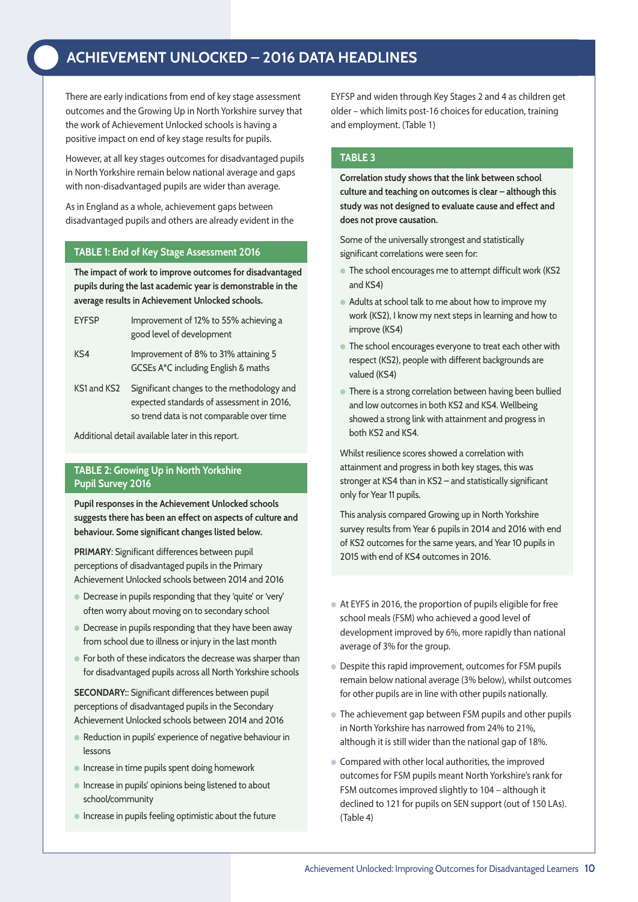# ACHIEVEMENT UNLOCKED – 2016 DATA HEADLINES

There are early indications from end of key stage assessment outcomes and the Growing Up in North Yorkshire survey that the work of Achievement Unlocked schools is having a positive impact on end of key stage results for pupils.

However, at all key stages outcomes for disadvantaged pupils in North Yorkshire remain below national average and gaps with non-disadvantaged pupils are wider than average.

As in England as a whole, achievement gaps between disadvantaged pupils and others are already evident in the EYFSP and widen through Key Stages 2 and 4 as children get older – which limits post-16 choices for education, training and employment. (Table 1)

## TABLE 1: End of Key Stage Assessment 2016

**The impact of work to improve outcomes for disadvantaged pupils during the last academic year is demonstrable in the average results in Achievement Unlocked schools.**

| | |
|---|---|
| EYFSP | Improvement of 12% to 55% achieving a good level of development |
| KS4 | Improvement of 8% to 31% attaining 5 GCSEs A*C including English & maths |
| KS1 and KS2 | Significant changes to the methodology and expected standards of assessment in 2016, so trend data is not comparable over time |

Additional detail available later in this report.

## TABLE 2: Growing Up in North Yorkshire Pupil Survey 2016

**Pupil responses in the Achievement Unlocked schools suggests there has been an effect on aspects of culture and behaviour. Some significant changes listed below.**

**PRIMARY**: Significant differences between pupil perceptions of disadvantaged pupils in the Primary Achievement Unlocked schools between 2014 and 2016

- Decrease in pupils responding that they 'quite' or 'very' often worry about moving on to secondary school
- Decrease in pupils responding that they have been away from school due to illness or injury in the last month
- For both of these indicators the decrease was sharper than for disadvantaged pupils across all North Yorkshire schools

**SECONDARY:**: Significant differences between pupil perceptions of disadvantaged pupils in the Secondary Achievement Unlocked schools between 2014 and 2016

- Reduction in pupils' experience of negative behaviour in lessons
- Increase in time pupils spent doing homework
- Increase in pupils' opinions being listened to about school/community
- Increase in pupils feeling optimistic about the future

## TABLE 3

**Correlation study shows that the link between school culture and teaching on outcomes is clear – although this study was not designed to evaluate cause and effect and does not prove causation.**

Some of the universally strongest and statistically significant correlations were seen for:

- The school encourages me to attempt difficult work (KS2 and KS4)
- Adults at school talk to me about how to improve my work (KS2), I know my next steps in learning and how to improve (KS4)
- The school encourages everyone to treat each other with respect (KS2), people with different backgrounds are valued (KS4)
- There is a strong correlation between having been bullied and low outcomes in both KS2 and KS4. Wellbeing showed a strong link with attainment and progress in both KS2 and KS4.

Whilst resilience scores showed a correlation with attainment and progress in both key stages, this was stronger at KS4 than in KS2 – and statistically significant only for Year 11 pupils.

This analysis compared Growing up in North Yorkshire survey results from Year 6 pupils in 2014 and 2016 with end of KS2 outcomes for the same years, and Year 10 pupils in 2015 with end of KS4 outcomes in 2016.

- At EYFS in 2016, the proportion of pupils eligible for free school meals (FSM) who achieved a good level of development improved by 6%, more rapidly than national average of 3% for the group.
- Despite this rapid improvement, outcomes for FSM pupils remain below national average (3% below), whilst outcomes for other pupils are in line with other pupils nationally.
- The achievement gap between FSM pupils and other pupils in North Yorkshire has narrowed from 24% to 21%, although it is still wider than the national gap of 18%.
- Compared with other local authorities, the improved outcomes for FSM pupils meant North Yorkshire's rank for FSM outcomes improved slightly to 104 – although it declined to 121 for pupils on SEN support (out of 150 LAs). (Table 4)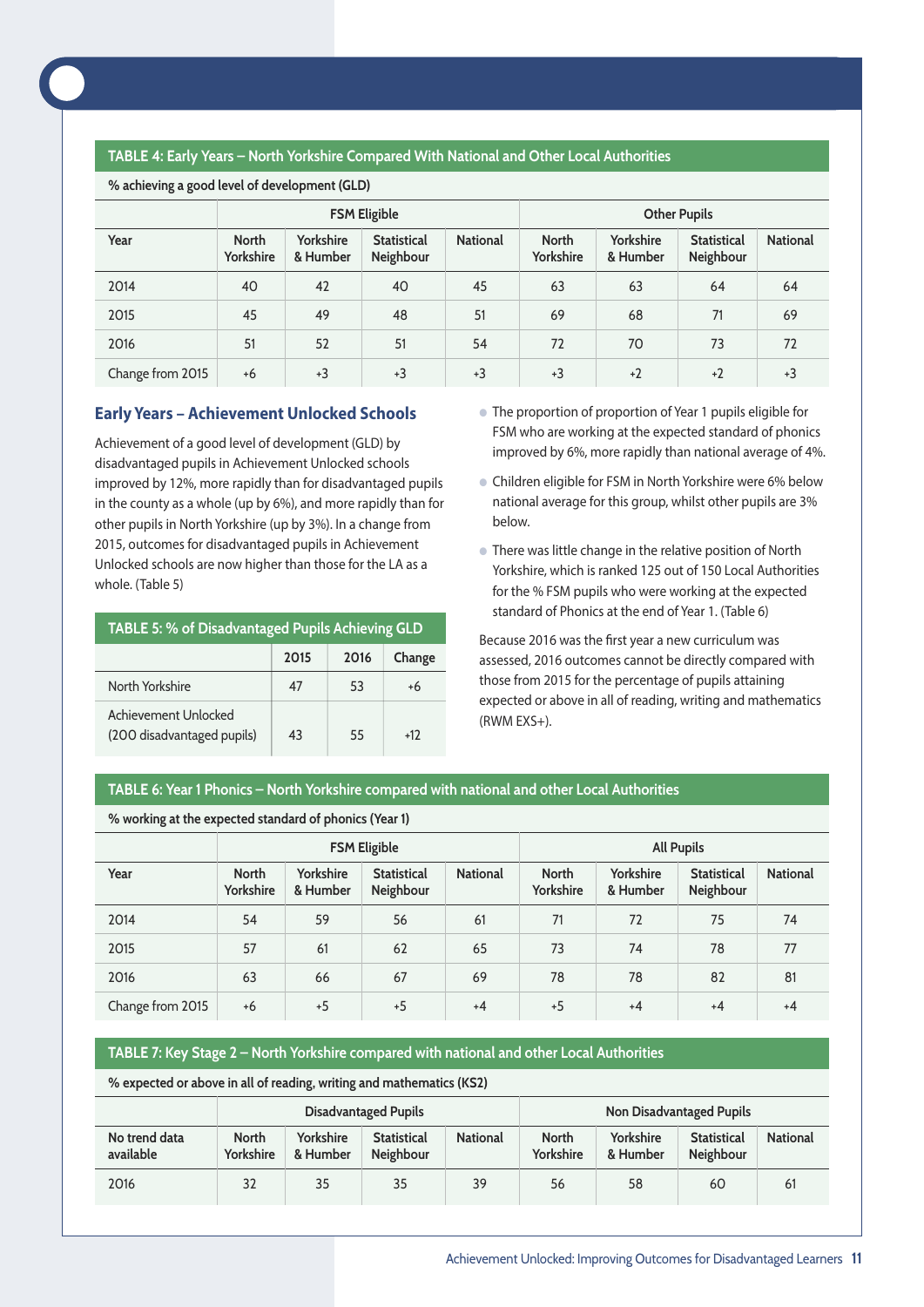## TABLE 4: Early Years – North Yorkshire Compared With National and Other Local Authorities

% achieving a good level of development (GLD)

| | FSM Eligible | | | | Other Pupils | | | |
|---|---|---|---|---|---|---|---|---|
| Year | North Yorkshire | Yorkshire & Humber | Statistical Neighbour | National | North Yorkshire | Yorkshire & Humber | Statistical Neighbour | National |
| 2014 | 40 | 42 | 40 | 45 | 63 | 63 | 64 | 64 |
| 2015 | 45 | 49 | 48 | 51 | 69 | 68 | 71 | 69 |
| 2016 | 51 | 52 | 51 | 54 | 72 | 70 | 73 | 72 |
| Change from 2015 | +6 | +3 | +3 | +3 | +3 | +2 | +2 | +3 |

### Early Years – Achievement Unlocked Schools

Achievement of a good level of development (GLD) by disadvantaged pupils in Achievement Unlocked schools improved by 12%, more rapidly than for disadvantaged pupils in the county as a whole (up by 6%), and more rapidly than for other pupils in North Yorkshire (up by 3%). In a change from 2015, outcomes for disadvantaged pupils in Achievement Unlocked schools are now higher than those for the LA as a whole. (Table 5)

## TABLE 5: % of Disadvantaged Pupils Achieving GLD

| | 2015 | 2016 | Change |
|---|---|---|---|
| North Yorkshire | 47 | 53 | +6 |
| Achievement Unlocked (200 disadvantaged pupils) | 43 | 55 | +12 |

- The proportion of proportion of Year 1 pupils eligible for FSM who are working at the expected standard of phonics improved by 6%, more rapidly than national average of 4%.
- Children eligible for FSM in North Yorkshire were 6% below national average for this group, whilst other pupils are 3% below.
- There was little change in the relative position of North Yorkshire, which is ranked 125 out of 150 Local Authorities for the % FSM pupils who were working at the expected standard of Phonics at the end of Year 1. (Table 6)

Because 2016 was the first year a new curriculum was assessed, 2016 outcomes cannot be directly compared with those from 2015 for the percentage of pupils attaining expected or above in all of reading, writing and mathematics (RWM EXS+).

## TABLE 6: Year 1 Phonics – North Yorkshire compared with national and other Local Authorities

% working at the expected standard of phonics (Year 1)

| | FSM Eligible | | | | All Pupils | | | |
|---|---|---|---|---|---|---|---|---|
| Year | North Yorkshire | Yorkshire & Humber | Statistical Neighbour | National | North Yorkshire | Yorkshire & Humber | Statistical Neighbour | National |
| 2014 | 54 | 59 | 56 | 61 | 71 | 72 | 75 | 74 |
| 2015 | 57 | 61 | 62 | 65 | 73 | 74 | 78 | 77 |
| 2016 | 63 | 66 | 67 | 69 | 78 | 78 | 82 | 81 |
| Change from 2015 | +6 | +5 | +5 | +4 | +5 | +4 | +4 | +4 |

## TABLE 7: Key Stage 2 – North Yorkshire compared with national and other Local Authorities

% expected or above in all of reading, writing and mathematics (KS2)

| | Disadvantaged Pupils | | | | Non Disadvantaged Pupils | | | |
|---|---|---|---|---|---|---|---|---|
| No trend data available | North Yorkshire | Yorkshire & Humber | Statistical Neighbour | National | North Yorkshire | Yorkshire & Humber | Statistical Neighbour | National |
| 2016 | 32 | 35 | 35 | 39 | 56 | 58 | 60 | 61 |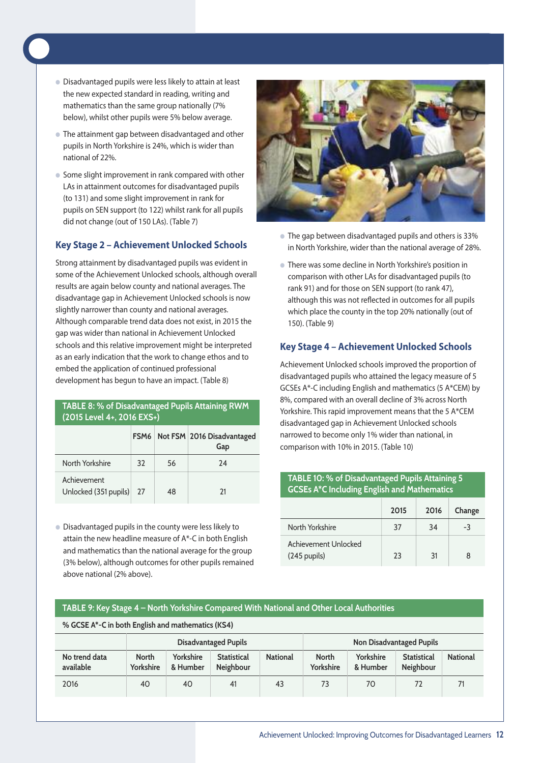- Disadvantaged pupils were less likely to attain at least the new expected standard in reading, writing and mathematics than the same group nationally (7% below), whilst other pupils were 5% below average.
- The attainment gap between disadvantaged and other pupils in North Yorkshire is 24%, which is wider than national of 22%.
- Some slight improvement in rank compared with other LAs in attainment outcomes for disadvantaged pupils (to 131) and some slight improvement in rank for pupils on SEN support (to 122) whilst rank for all pupils did not change (out of 150 LAs). (Table 7)

### Key Stage 2 – Achievement Unlocked Schools

Strong attainment by disadvantaged pupils was evident in some of the Achievement Unlocked schools, although overall results are again below county and national averages. The disadvantage gap in Achievement Unlocked schools is now slightly narrower than county and national averages. Although comparable trend data does not exist, in 2015 the gap was wider than national in Achievement Unlocked schools and this relative improvement might be interpreted as an early indication that the work to change ethos and to embed the application of continued professional development has begun to have an impact. (Table 8)

**TABLE 8: % of Disadvantaged Pupils Attaining RWM (2015 Level 4+, 2016 EXS+)**

| | FSM6 | Not FSM | 2016 Disadvantaged Gap |
|---|---|---|---|
| North Yorkshire | 32 | 56 | 24 |
| Achievement Unlocked (351 pupils) | 27 | 48 | 21 |

- Disadvantaged pupils in the county were less likely to attain the new headline measure of A*-C in both English and mathematics than the national average for the group (3% below), although outcomes for other pupils remained above national (2% above).
- The gap between disadvantaged pupils and others is 33% in North Yorkshire, wider than the national average of 28%.
- There was some decline in North Yorkshire's position in comparison with other LAs for disadvantaged pupils (to rank 91) and for those on SEN support (to rank 47), although this was not reflected in outcomes for all pupils which place the county in the top 20% nationally (out of 150). (Table 9)

### Key Stage 4 – Achievement Unlocked Schools

Achievement Unlocked schools improved the proportion of disadvantaged pupils who attained the legacy measure of 5 GCSEs A*-C including English and mathematics (5 A*CEM) by 8%, compared with an overall decline of 3% across North Yorkshire. This rapid improvement means that the 5 A*CEM disadvantaged gap in Achievement Unlocked schools narrowed to become only 1% wider than national, in comparison with 10% in 2015. (Table 10)

**TABLE 10: % of Disadvantaged Pupils Attaining 5 GCSEs A*C Including English and Mathematics**

| | 2015 | 2016 | Change |
|---|---|---|---|
| North Yorkshire | 37 | 34 | -3 |
| Achievement Unlocked (245 pupils) | 23 | 31 | 8 |

**TABLE 9: Key Stage 4 – North Yorkshire Compared With National and Other Local Authorities**

**% GCSE A*-C in both English and mathematics (KS4)**

| | Disadvantaged Pupils | | | | Non Disadvantaged Pupils | | | |
|---|---|---|---|---|---|---|---|---|
| No trend data available | North Yorkshire | Yorkshire & Humber | Statistical Neighbour | National | North Yorkshire | Yorkshire & Humber | Statistical Neighbour | National |
| 2016 | 40 | 40 | 41 | 43 | 73 | 70 | 72 | 71 |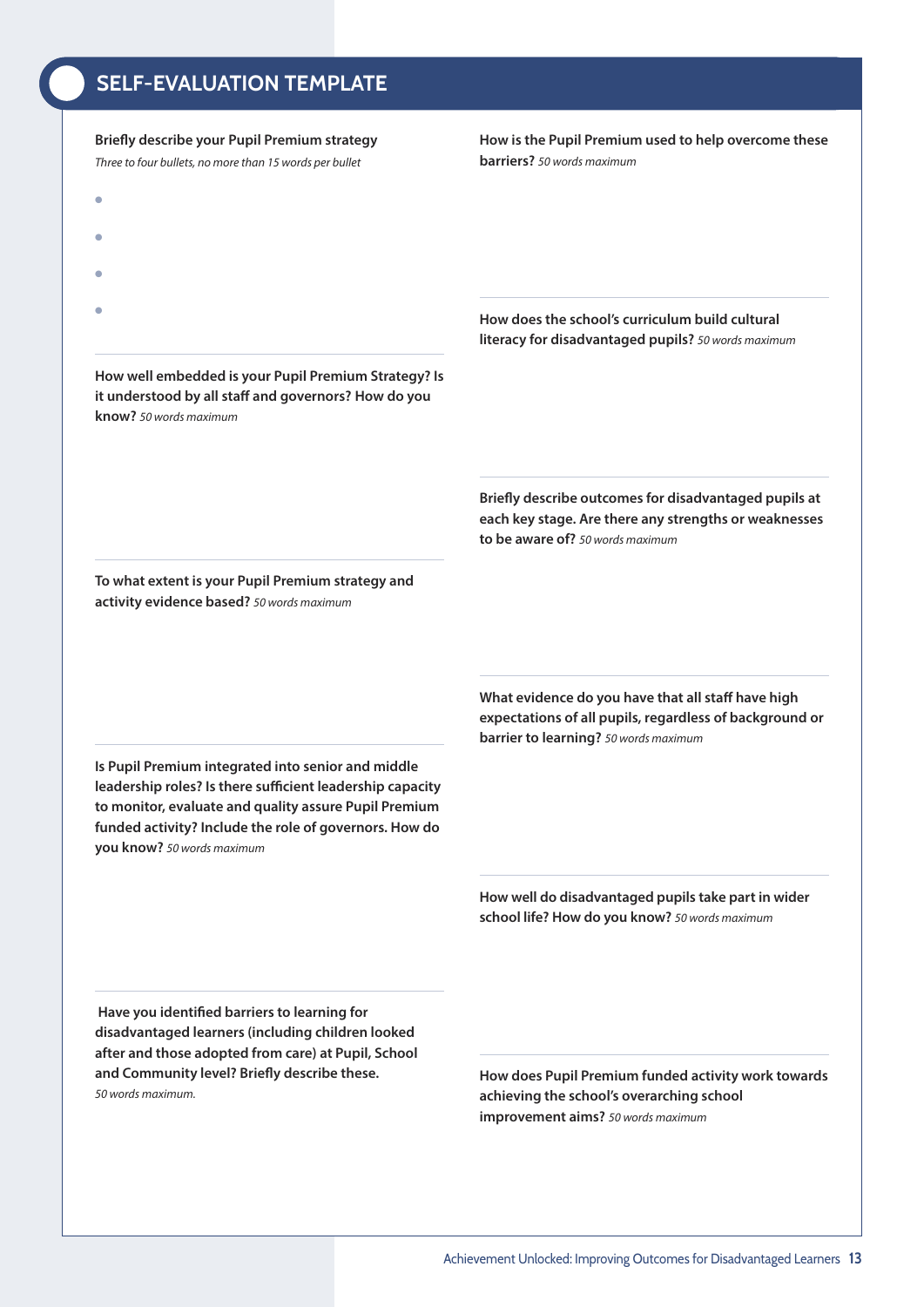# SELF-EVALUATION TEMPLATE

**Briefly describe your Pupil Premium strategy**
*Three to four bullets, no more than 15 words per bullet*

- 
- 
- 
- 

**How well embedded is your Pupil Premium Strategy? Is it understood by all staff and governors? How do you know?** *50 words maximum*

**To what extent is your Pupil Premium strategy and activity evidence based?** *50 words maximum*

**Is Pupil Premium integrated into senior and middle leadership roles? Is there sufficient leadership capacity to monitor, evaluate and quality assure Pupil Premium funded activity? Include the role of governors. How do you know?** *50 words maximum*

**Have you identified barriers to learning for disadvantaged learners (including children looked after and those adopted from care) at Pupil, School and Community level? Briefly describe these.**
*50 words maximum.*

**How is the Pupil Premium used to help overcome these barriers?** *50 words maximum*

**How does the school's curriculum build cultural literacy for disadvantaged pupils?** *50 words maximum*

**Briefly describe outcomes for disadvantaged pupils at each key stage. Are there any strengths or weaknesses to be aware of?** *50 words maximum*

**What evidence do you have that all staff have high expectations of all pupils, regardless of background or barrier to learning?** *50 words maximum*

**How well do disadvantaged pupils take part in wider school life? How do you know?** *50 words maximum*

**How does Pupil Premium funded activity work towards achieving the school's overarching school improvement aims?** *50 words maximum*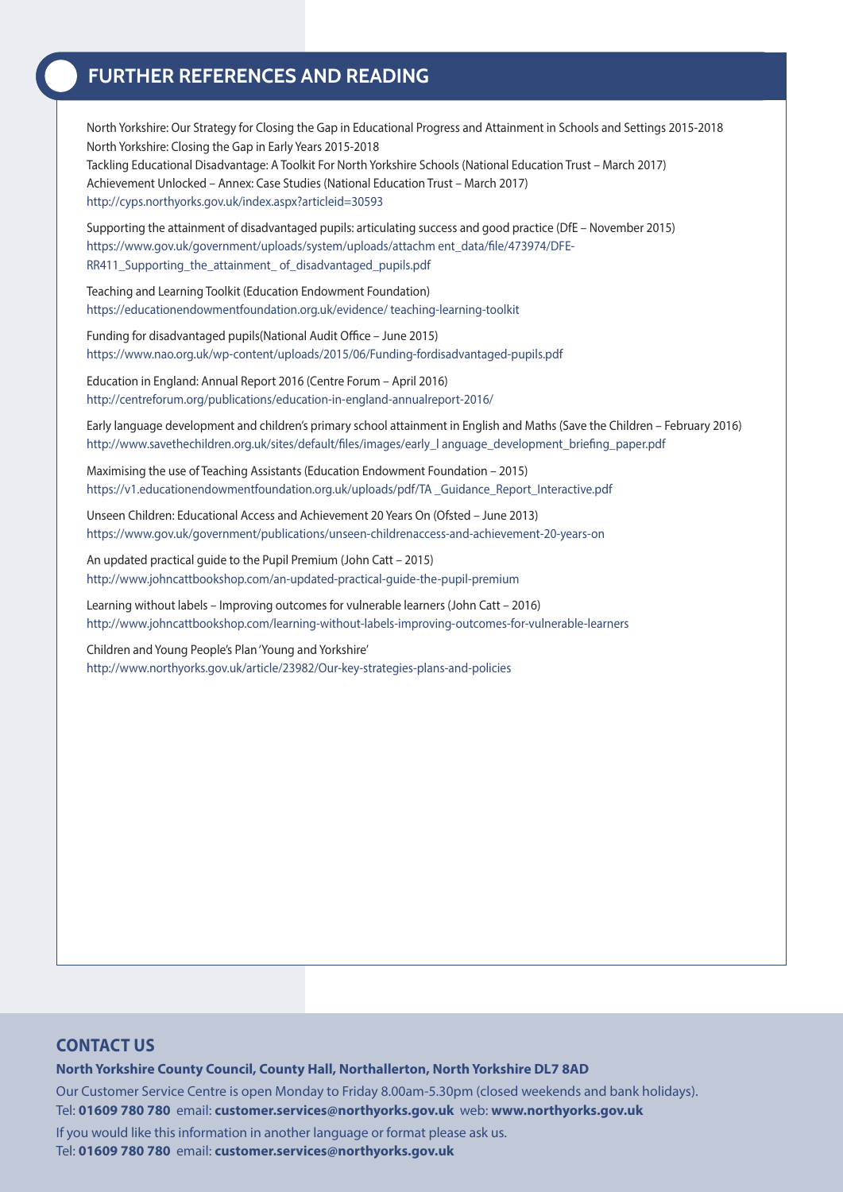## FURTHER REFERENCES AND READING

North Yorkshire: Our Strategy for Closing the Gap in Educational Progress and Attainment in Schools and Settings 2015-2018
North Yorkshire: Closing the Gap in Early Years 2015-2018
Tackling Educational Disadvantage: A Toolkit For North Yorkshire Schools (National Education Trust – March 2017)
Achievement Unlocked – Annex: Case Studies (National Education Trust – March 2017)
http://cyps.northyorks.gov.uk/index.aspx?articleid=30593

Supporting the attainment of disadvantaged pupils: articulating success and good practice (DfE – November 2015)
https://www.gov.uk/government/uploads/system/uploads/attachm ent_data/file/473974/DFE-RR411_Supporting_the_attainment_ of_disadvantaged_pupils.pdf

Teaching and Learning Toolkit (Education Endowment Foundation)
https://educationendowmentfoundation.org.uk/evidence/ teaching-learning-toolkit

Funding for disadvantaged pupils(National Audit Office – June 2015)
https://www.nao.org.uk/wp-content/uploads/2015/06/Funding-fordisadvantaged-pupils.pdf

Education in England: Annual Report 2016 (Centre Forum – April 2016)
http://centreforum.org/publications/education-in-england-annualreport-2016/

Early language development and children's primary school attainment in English and Maths (Save the Children – February 2016)
http://www.savethechildren.org.uk/sites/default/files/images/early_l anguage_development_briefing_paper.pdf

Maximising the use of Teaching Assistants (Education Endowment Foundation – 2015)
https://v1.educationendowmentfoundation.org.uk/uploads/pdf/TA _Guidance_Report_Interactive.pdf

Unseen Children: Educational Access and Achievement 20 Years On (Ofsted – June 2013)
https://www.gov.uk/government/publications/unseen-childrenaccess-and-achievement-20-years-on

An updated practical guide to the Pupil Premium (John Catt – 2015)
http://www.johncattbookshop.com/an-updated-practical-guide-the-pupil-premium

Learning without labels – Improving outcomes for vulnerable learners (John Catt – 2016)
http://www.johncattbookshop.com/learning-without-labels-improving-outcomes-for-vulnerable-learners

Children and Young People's Plan 'Young and Yorkshire'
http://www.northyorks.gov.uk/article/23982/Our-key-strategies-plans-and-policies

## CONTACT US

**North Yorkshire County Council, County Hall, Northallerton, North Yorkshire DL7 8AD**

Our Customer Service Centre is open Monday to Friday 8.00am-5.30pm (closed weekends and bank holidays).
Tel: **01609 780 780** email: **customer.services@northyorks.gov.uk** web: **www.northyorks.gov.uk**

If you would like this information in another language or format please ask us.
Tel: **01609 780 780** email: **customer.services@northyorks.gov.uk**